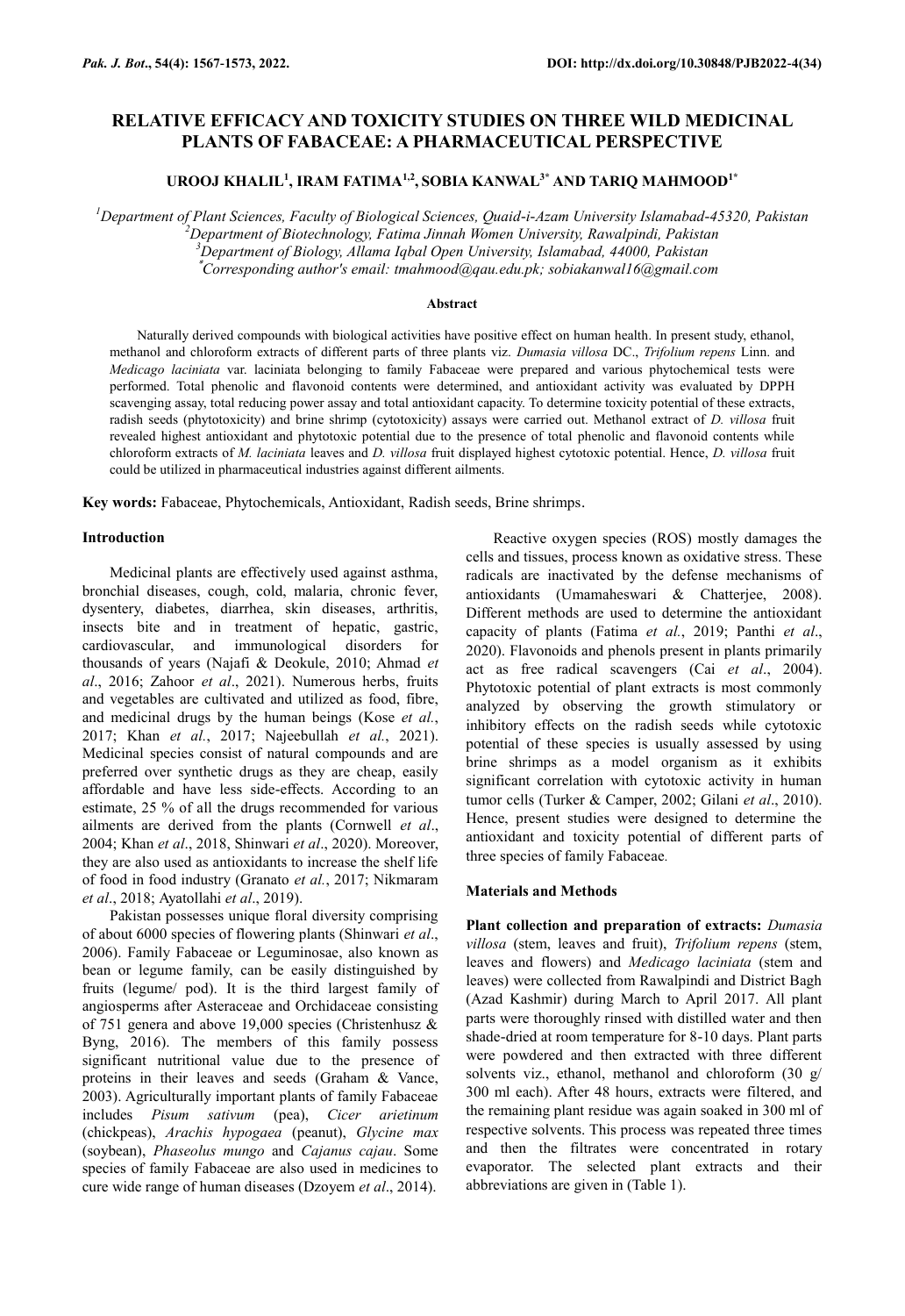# RELATIVE EFFICACY AND TOXICITY STUDIES ON THREE WILD MEDICINAL PLANTS OF FABACEAE: A PHARMACEUTICAL PERSPECTIVE

**UROOJ KHALIL[1], IRAM FATIMA[1,2], SOBIA KANWAL[3*] AND TARIQ MAHMOOD[1*]**

*[1]Department of Plant Sciences, Faculty of Biological Sciences, Quaid-i-Azam University Islamabad-45320, Pakistan*
*[2]Department of Biotechnology, Fatima Jinnah Women University, Rawalpindi, Pakistan*
*[3]Department of Biology, Allama Iqbal Open University, Islamabad, 44000, Pakistan*
*[*]Corresponding author's email: tmahmood@qau.edu.pk; sobiakanwal16@gmail.com*

## Abstract

Naturally derived compounds with biological activities have positive effect on human health. In present study, ethanol, methanol and chloroform extracts of different parts of three plants viz. *Dumasia villosa* DC., *Trifolium repens* Linn. and *Medicago laciniata* var. laciniata belonging to family Fabaceae were prepared and various phytochemical tests were performed. Total phenolic and flavonoid contents were determined, and antioxidant activity was evaluated by DPPH scavenging assay, total reducing power assay and total antioxidant capacity. To determine toxicity potential of these extracts, radish seeds (phytotoxicity) and brine shrimp (cytotoxicity) assays were carried out. Methanol extract of *D. villosa* fruit revealed highest antioxidant and phytotoxic potential due to the presence of total phenolic and flavonoid contents while chloroform extracts of *M. laciniata* leaves and *D. villosa* fruit displayed highest cytotoxic potential. Hence, *D. villosa* fruit could be utilized in pharmaceutical industries against different ailments.

**Key words:** Fabaceae, Phytochemicals, Antioxidant, Radish seeds, Brine shrimps.

## Introduction

Medicinal plants are effectively used against asthma, bronchial diseases, cough, cold, malaria, chronic fever, dysentery, diabetes, diarrhea, skin diseases, arthritis, insects bite and in treatment of hepatic, gastric, cardiovascular, and immunological disorders for thousands of years (Najafi & Deokule, 2010; Ahmad *et al*., 2016; Zahoor *et al*., 2021). Numerous herbs, fruits and vegetables are cultivated and utilized as food, fibre, and medicinal drugs by the human beings (Kose *et al.*, 2017; Khan *et al.*, 2017; Najeebullah *et al.*, 2021). Medicinal species consist of natural compounds and are preferred over synthetic drugs as they are cheap, easily affordable and have less side-effects. According to an estimate, 25 % of all the drugs recommended for various ailments are derived from the plants (Cornwell *et al*., 2004; Khan *et al*., 2018, Shinwari *et al*., 2020). Moreover, they are also used as antioxidants to increase the shelf life of food in food industry (Granato *et al.*, 2017; Nikmaram *et al*., 2018; Ayatollahi *et al*., 2019).

Pakistan possesses unique floral diversity comprising of about 6000 species of flowering plants (Shinwari *et al*., 2006). Family Fabaceae or Leguminosae, also known as bean or legume family, can be easily distinguished by fruits (legume/ pod). It is the third largest family of angiosperms after Asteraceae and Orchidaceae consisting of 751 genera and above 19,000 species (Christenhusz & Byng, 2016). The members of this family possess significant nutritional value due to the presence of proteins in their leaves and seeds (Graham & Vance, 2003). Agriculturally important plants of family Fabaceae includes *Pisum sativum* (pea), *Cicer arietinum* (chickpeas), *Arachis hypogaea* (peanut), *Glycine max* (soybean), *Phaseolus mungo* and *Cajanus cajau*. Some species of family Fabaceae are also used in medicines to cure wide range of human diseases (Dzoyem *et al*., 2014).

Reactive oxygen species (ROS) mostly damages the cells and tissues, process known as oxidative stress. These radicals are inactivated by the defense mechanisms of antioxidants (Umamaheswari & Chatterjee, 2008). Different methods are used to determine the antioxidant capacity of plants (Fatima *et al.*, 2019; Panthi *et al*., 2020). Flavonoids and phenols present in plants primarily act as free radical scavengers (Cai *et al*., 2004). Phytotoxic potential of plant extracts is most commonly analyzed by observing the growth stimulatory or inhibitory effects on the radish seeds while cytotoxic potential of these species is usually assessed by using brine shrimps as a model organism as it exhibits significant correlation with cytotoxic activity in human tumor cells (Turker & Camper, 2002; Gilani *et al*., 2010). Hence, present studies were designed to determine the antioxidant and toxicity potential of different parts of three species of family Fabaceae.

## Materials and Methods

**Plant collection and preparation of extracts:** *Dumasia villosa* (stem, leaves and fruit), *Trifolium repens* (stem, leaves and flowers) and *Medicago laciniata* (stem and leaves) were collected from Rawalpindi and District Bagh (Azad Kashmir) during March to April 2017. All plant parts were thoroughly rinsed with distilled water and then shade-dried at room temperature for 8-10 days. Plant parts were powdered and then extracted with three different solvents viz., ethanol, methanol and chloroform (30 g/ 300 ml each). After 48 hours, extracts were filtered, and the remaining plant residue was again soaked in 300 ml of respective solvents. This process was repeated three times and then the filtrates were concentrated in rotary evaporator. The selected plant extracts and their abbreviations are given in (Table 1).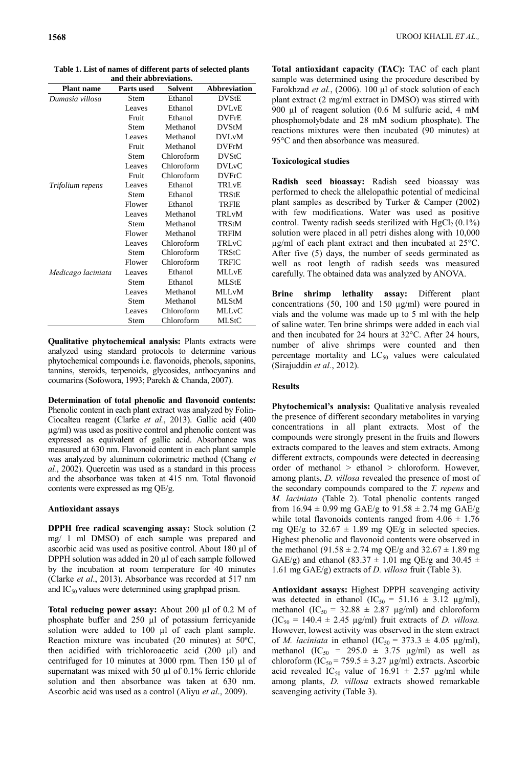**Table 1. List of names of different parts of selected plants and their abbreviations.**

| Plant name | Parts used | Solvent | Abbreviation |
|---|---|---|---|
| *Dumasia villosa* | Stem | Ethanol | DVStE |
| | Leaves | Ethanol | DVLvE |
| | Fruit | Ethanol | DVFrE |
| | Stem | Methanol | DVStM |
| | Leaves | Methanol | DVLvM |
| | Fruit | Methanol | DVFrM |
| | Stem | Chloroform | DVStC |
| | Leaves | Chloroform | DVLvC |
| | Fruit | Chloroform | DVFrC |
| *Trifolium repens* | Leaves | Ethanol | TRLvE |
| | Stem | Ethanol | TRStE |
| | Flower | Ethanol | TRFlE |
| | Leaves | Methanol | TRLvM |
| | Stem | Methanol | TRStM |
| | Flower | Methanol | TRFlM |
| | Leaves | Chloroform | TRLvC |
| | Stem | Chloroform | TRStC |
| | Flower | Chloroform | TRFlC |
| *Medicago laciniata* | Leaves | Ethanol | MLLvE |
| | Stem | Ethanol | MLStE |
| | Leaves | Methanol | MLLvM |
| | Stem | Methanol | MLStM |
| | Leaves | Chloroform | MLLvC |
| | Stem | Chloroform | MLStC |

**Qualitative phytochemical analysis:** Plants extracts were analyzed using standard protocols to determine various phytochemical compounds i.e. flavonoids, phenols, saponins, tannins, steroids, terpenoids, glycosides, anthocyanins and coumarins (Sofowora, 1993; Parekh & Chanda, 2007).

**Determination of total phenolic and flavonoid contents:** Phenolic content in each plant extract was analyzed by Folin-Ciocalteu reagent (Clarke *et al.*, 2013). Gallic acid (400 µg/ml) was used as positive control and phenolic content was expressed as equivalent of gallic acid. Absorbance was measured at 630 nm. Flavonoid content in each plant sample was analyzed by aluminum colorimetric method (Chang *et al.*, 2002). Quercetin was used as a standard in this process and the absorbance was taken at 415 nm. Total flavonoid contents were expressed as mg QE/g.

### Antioxidant assays

**DPPH free radical scavenging assay:** Stock solution (2 mg/ 1 ml DMSO) of each sample was prepared and ascorbic acid was used as positive control. About 180 µl of DPPH solution was added in 20 µl of each sample followed by the incubation at room temperature for 40 minutes (Clarke *et al*., 2013). Absorbance was recorded at 517 nm and $IC_{50}$ values were determined using graphpad prism.

**Total reducing power assay:** About 200 µl of 0.2 M of phosphate buffer and 250 µl of potassium ferricyanide solution were added to 100 µl of each plant sample. Reaction mixture was incubated (20 minutes) at 50ºC, then acidified with trichloroacetic acid (200 µl) and centrifuged for 10 minutes at 3000 rpm. Then 150 µl of supernatant was mixed with 50 µl of 0.1% ferric chloride solution and then absorbance was taken at 630 nm. Ascorbic acid was used as a control (Aliyu *et al*., 2009).

**Total antioxidant capacity (TAC):** TAC of each plant sample was determined using the procedure described by Farokhzad *et al.*, (2006). 100 µl of stock solution of each plant extract (2 mg/ml extract in DMSO) was stirred with 900 µl of reagent solution (0.6 M sulfuric acid, 4 mM phosphomolybdate and 28 mM sodium phosphate). The reactions mixtures were then incubated (90 minutes) at 95°C and then absorbance was measured.

### Toxicological studies

**Radish seed bioassay:** Radish seed bioassay was performed to check the allelopathic potential of medicinal plant samples as described by Turker & Camper (2002) with few modifications. Water was used as positive control. Twenty radish seeds sterilized with $HgCl_2$ (0.1%) solution were placed in all petri dishes along with 10,000 µg/ml of each plant extract and then incubated at 25°C. After five (5) days, the number of seeds germinated as well as root length of radish seeds was measured carefully. The obtained data was analyzed by ANOVA.

**Brine shrimp lethality assay:** Different plant concentrations (50, 100 and 150 µg/ml) were poured in vials and the volume was made up to 5 ml with the help of saline water. Ten brine shrimps were added in each vial and then incubated for 24 hours at 32°C. After 24 hours, number of alive shrimps were counted and then percentage mortality and $LC_{50}$ values were calculated (Sirajuddin *et al.*, 2012).

## Results

**Phytochemical's analysis:** Qualitative analysis revealed the presence of different secondary metabolites in varying concentrations in all plant extracts. Most of the compounds were strongly present in the fruits and flowers extracts compared to the leaves and stem extracts. Among different extracts, compounds were detected in decreasing order of methanol > ethanol > chloroform. However, among plants, *D. villosa* revealed the presence of most of the secondary compounds compared to the *T. repens* and *M. laciniata* (Table 2). Total phenolic contents ranged from 16.94 ± 0.99 mg GAE/g to 91.58 ± 2.74 mg GAE/g while total flavonoids contents ranged from 4.06 ± 1.76 mg QE/g to 32.67 ± 1.89 mg QE/g in selected species. Highest phenolic and flavonoid contents were observed in the methanol (91.58 ± 2.74 mg QE/g and 32.67 ± 1.89 mg GAE/g) and ethanol (83.37 ± 1.01 mg QE/g and 30.45 ± 1.61 mg GAE/g) extracts of *D. villosa* fruit (Table 3).

**Antioxidant assays:** Highest DPPH scavenging activity was detected in ethanol ($IC_{50}$ = 51.16 ± 3.12 µg/ml), methanol ($IC_{50}$ = 32.88 ± 2.87 µg/ml) and chloroform ($IC_{50}$ = 140.4 ± 2.45 µg/ml) fruit extracts of *D. villosa.* However, lowest activity was observed in the stem extract of *M. laciniata* in ethanol ($IC_{50}$ = 373.3 ± 4.05 µg/ml), methanol ($IC_{50}$ = 295.0 ± 3.75 µg/ml) as well as chloroform ($IC_{50}$ = 759.5 ± 3.27 µg/ml) extracts. Ascorbic acid revealed $IC_{50}$ value of 16.91 ± 2.57 µg/ml while among plants, *D. villosa* extracts showed remarkable scavenging activity (Table 3).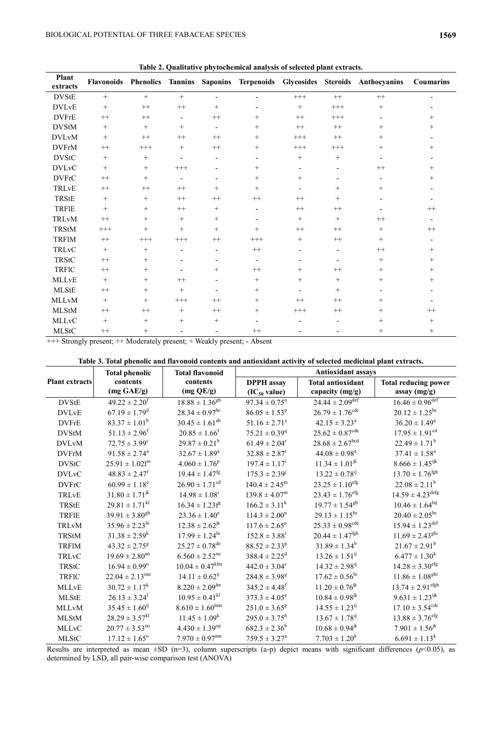**Table 2. Qualitative phytochemical analysis of selected plant extracts.**

| Plant extracts | Flavonoids | Phenolics | Tannins | Saponins | Terpenoids | Glycosides | Steroids | Anthocyanins | Coumarins |
|---|---|---|---|---|---|---|---|---|---|
| DVStE | + | + | + | - | - | +++ | ++ | ++ | - |
| DVLvE | + | ++ | ++ | + | - | + | +++ | + | - |
| DVFrE | ++ | ++ | - | ++ | + | ++ | +++ | - | + |
| DVStM | + | + | + | - | + | ++ | ++ | + | + |
| DVLvM | + | ++ | ++ | ++ | + | +++ | ++ | + | - |
| DVFrM | ++ | +++ | + | ++ | + | +++ | +++ | + | + |
| DVStC | + | + | - | - | - | + | + | - | - |
| DVLvC | + | + | +++ | - | + | - | - | ++ | + |
| DVFrC | ++ | + | - | - | + | + | - | - | + |
| TRLvE | ++ | ++ | ++ | + | + | - | + | + | - |
| TRStE | + | + | ++ | ++ | ++ | ++ | + | - | - |
| TRFlE | + | + | ++ | + | - | ++ | ++ | - | ++ |
| TRLvM | ++ | + | + | + | - | + | + | ++ | - |
| TRStM | +++ | + | + | + | + | ++ | ++ | + | ++ |
| TRFlM | ++ | +++ | +++ | ++ | +++ | + | ++ | + | - |
| TRLvC | + | + | - | - | ++ | - | - | ++ | + |
| TRStC | ++ | + | - | - | - | - | - | + | + |
| TRFlC | ++ | + | - | + | ++ | + | ++ | + | + |
| MLLvE | + | + | ++ | - | + | + | + | + | + |
| MLStE | ++ | + | + | - | + | - | + | - | - |
| MLLvM | + | + | +++ | ++ | + | ++ | ++ | + | - |
| MLStM | ++ | ++ | + | ++ | + | +++ | ++ | + | ++ |
| MLLvC | + | + | + | + | - | - | - | + | + |
| MLStC | ++ | + | - | - | ++ | - | - | + | + |

+++ Strongly present; ++ Moderately present; + Weakly present; - Absent

**Table 3. Total phenolic and flavonoid contents and antioxidant activity of selected medicinal plant extracts.**

| Plant extracts | Total phenolic contents (mg GAE/g) | Total flavonoid contents (mg QE/g) | Antioxidant assays | | |
|---|---|---|---|---|---|
| | | | DPPH assay ($IC_{50}$ value) | Total antioxidant capacity (mg/g) | Total reducing power assay (mg/g) |
| DVStE | $49.22 \pm 2.20^{f}$ | $18.88 \pm 1.36^{gh}$ | $97.34 \pm 0.75^{o}$ | $24.44 \pm 2.09^{def}$ | $16.46 \pm 0.96^{def}$ |
| DVLvE | $67.19 \pm 1.79^{d}$ | $28.34 \pm 0.97^{bc}$ | $86.05 \pm 1.53^{p}$ | $26.79 \pm 1.76^{cde}$ | $20.12 \pm 1.25^{bc}$ |
| DVFrE | $83.37 \pm 1.01^{b}$ | $30.45 \pm 1.61^{ab}$ | $51.16 \pm 2.71^{s}$ | $42.15 \pm 3.23^{a}$ | $36.20 \pm 1.49^{a}$ |
| DVStM | $51.13 \pm 2.96^{f}$ | $20.85 \pm 1.66^{f}$ | $75.21 \pm 0.39^{q}$ | $25.62 \pm 0.87^{cde}$ | $17.95 \pm 1.91^{cd}$ |
| DVLvM | $72.75 \pm 3.99^{c}$ | $29.87 \pm 0.21^{b}$ | $61.49 \pm 2.04^{r}$ | $28.68 \pm 2.67^{bcd}$ | $22.49 \pm 1.71^{b}$ |
| DVFrM | $91.58 \pm 2.74^{a}$ | $32.67 \pm 1.89^{a}$ | $32.88 \pm 2.87^{t}$ | $44.08 \pm 0.98^{a}$ | $37.41 \pm 1.58^{a}$ |
| DVStC | $25.91 \pm 1.021^{m}$ | $4.060 \pm 1.76^{p}$ | $197.4 \pm 1.17^{i}$ | $11.34 \pm 1.01^{jk}$ | $8.666 \pm 1.45^{ijk}$ |
| DVLvC | $48.83 \pm 2.47^{f}$ | $19.44 \pm 1.47^{fg}$ | $175.3 \pm 2.39^{j}$ | $13.22 \pm 0.78^{ij}$ | $13.70 \pm 1.76^{fgh}$ |
| DVFrC | $60.99 \pm 1.18^{e}$ | $26.90 \pm 1.71^{cd}$ | $140.4 \pm 2.45^{m}$ | $23.25 \pm 1.10^{efg}$ | $22.08 \pm 2.11^{b}$ |
| TRLvE | $31.80 \pm 1.71^{jk}$ | $14.98 \pm 1.08^{i}$ | $139.8 \pm 4.07^{m}$ | $23.43 \pm 1.76^{efg}$ | $14.59 \pm 4.23^{defg}$ |
| TRStE | $29.81 \pm 1.71^{kl}$ | $16.34 \pm 1.23^{g}$ | $166.2 \pm 3.11^{k}$ | $19.77 \pm 1.54^{gh}$ | $10.46 \pm 1.64^{hij}$ |
| TRFlE | $39.91 \pm 3.80^{gh}$ | $23.36 \pm 1.40^{e}$ | $114.3 \pm 2.00^{n}$ | $29.13 \pm 1.15^{bc}$ | $20.40 \pm 2.05^{bc}$ |
| TRLvM | $35.96 \pm 2.23^{hi}$ | $12.38 \pm 2.62^{jk}$ | $117.6 \pm 2.65^{n}$ | $25.33 \pm 0.98^{cde}$ | $15.94 \pm 1.23^{def}$ |
| TRStM | $31.38 \pm 2.59^{k}$ | $17.99 \pm 1.24^{hi}$ | $152.8 \pm 3.88^{l}$ | $20.44 \pm 1.47^{fgh}$ | $11.69 \pm 2.43^{ghi}$ |
| TRFlM | $43.32 \pm 2.75^{g}$ | $25.27 \pm 0.78^{de}$ | $88.52 \pm 2.33^{p}$ | $31.89 \pm 1.34^{b}$ | $21.67 \pm 2.91^{b}$ |
| TRLvC | $19.69 \pm 2.80^{no}$ | $6.560 \pm 2.52^{no}$ | $388.4 \pm 2.25^{d}$ | $13.26 \pm 1.51^{ij}$ | $6.477 \pm 1.30^{k}$ |
| TRStC | $16.94 \pm 0.99^{o}$ | $10.04 \pm 0.47^{klm}$ | $442.0 \pm 3.04^{c}$ | $14.32 \pm 2.98^{ij}$ | $14.28 \pm 3.30^{efg}$ |
| TRFlC | $22.04 \pm 2.13^{mn}$ | $14.11 \pm 0.62^{ij}$ | $284.8 \pm 3.98^{g}$ | $17.62 \pm 0.56^{hi}$ | $11.86 \pm 1.08^{ghi}$ |
| MLLvE | $30.72 \pm 1.17^{k}$ | $8.220 \pm 2.09^{lm}$ | $345.2 \pm 4.48^{f}$ | $11.20 \pm 0.76^{jk}$ | $13.74 \pm 2.91^{efgh}$ |
| MLStE | $26.13 \pm 3.24^{l}$ | $10.95 \pm 0.41^{kl}$ | $373.3 \pm 4.05^{e}$ | $10.84 \pm 0.98^{jk}$ | $9.631 \pm 1.23^{ijk}$ |
| MLLvM | $35.45 \pm 1.60^{ij}$ | $8.610 \pm 1.60^{lmn}$ | $251.0 \pm 3.65^{p}$ | $14.55 \pm 1.23^{ij}$ | $17.10 \pm 3.54^{cde}$ |
| MLStM | $28.29 \pm 3.57^{kl}$ | $11.45 \pm 1.09^{k}$ | $295.0 \pm 3.75^{h}$ | $13.67 \pm 1.78^{ij}$ | $13.88 \pm 3.76^{efg}$ |
| MLLvC | $20.77 \pm 3.53^{no}$ | $4.430 \pm 1.39^{op}$ | $682.3 \pm 2.36^{b}$ | $10.68 \pm 0.94^{jk}$ | $7.901 \pm 1.56^{jk}$ |
| MLStC | $17.12 \pm 1.65^{o}$ | $7.970 \pm 0.97^{mn}$ | $759.5 \pm 3.27^{a}$ | $7.703 \pm 1.20^{k}$ | $6.691 \pm 1.13^{k}$ |

Results are interpreted as mean ±SD (n=3), column superscripts (a-p) depict means with significant differences ($p$<0.05), as determined by LSD, all pair-wise comparison test (ANOVA)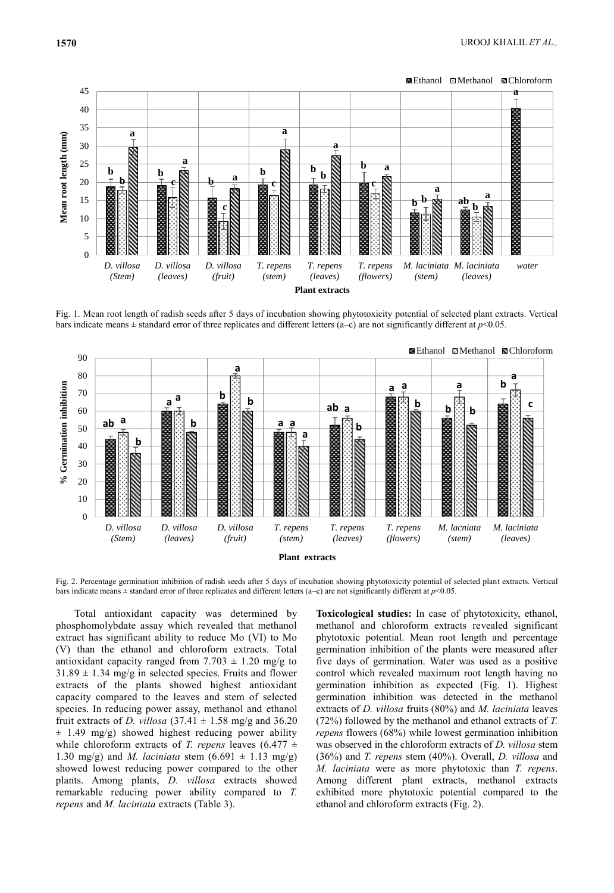Fig. 1. Mean root length of radish seeds after 5 days of incubation showing phytotoxicity potential of selected plant extracts. Vertical bars indicate means ± standard error of three replicates and different letters (a–c) are not significantly different at $p<0.05$.

Fig. 2. Percentage germination inhibition of radish seeds after 5 days of incubation showing phytotoxicity potential of selected plant extracts. Vertical bars indicate means ± standard error of three replicates and different letters (a–c) are not significantly different at $p<0.05$.

Total antioxidant capacity was determined by phosphomolybdate assay which revealed that methanol extract has significant ability to reduce Mo (VI) to Mo (V) than the ethanol and chloroform extracts. Total antioxidant capacity ranged from 7.703 ± 1.20 mg/g to 31.89 ± 1.34 mg/g in selected species. Fruits and flower extracts of the plants showed highest antioxidant capacity compared to the leaves and stem of selected species. In reducing power assay, methanol and ethanol fruit extracts of *D. villosa* (37.41 ± 1.58 mg/g and 36.20 ± 1.49 mg/g) showed highest reducing power ability while chloroform extracts of *T. repens* leaves (6.477 ± 1.30 mg/g) and *M. laciniata* stem (6.691 ± 1.13 mg/g) showed lowest reducing power compared to the other plants. Among plants, *D. villosa* extracts showed remarkable reducing power ability compared to *T. repens* and *M. laciniata* extracts (Table 3).

**Toxicological studies:** In case of phytotoxicity, ethanol, methanol and chloroform extracts revealed significant phytotoxic potential. Mean root length and percentage germination inhibition of the plants were measured after five days of germination. Water was used as a positive control which revealed maximum root length having no germination inhibition as expected (Fig. 1). Highest germination inhibition was detected in the methanol extracts of *D. villosa* fruits (80%) and *M. laciniata* leaves (72%) followed by the methanol and ethanol extracts of *T. repens* flowers (68%) while lowest germination inhibition was observed in the chloroform extracts of *D. villosa* stem (36%) and *T. repens* stem (40%). Overall, *D. villosa* and *M. laciniata* were as more phytotoxic than *T. repens*. Among different plant extracts, methanol extracts exhibited more phytotoxic potential compared to the ethanol and chloroform extracts (Fig. 2).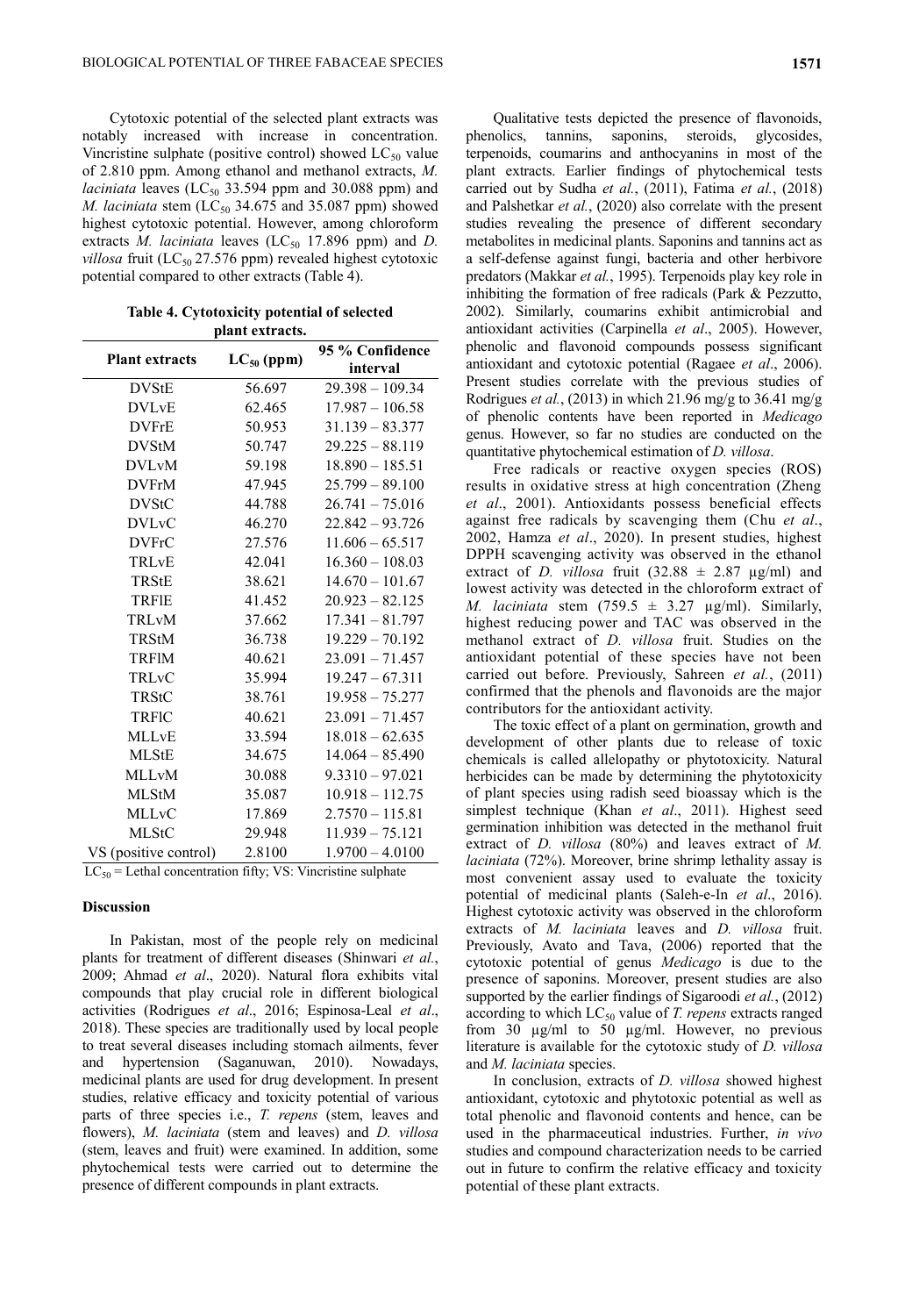Cytotoxic potential of the selected plant extracts was notably increased with increase in concentration. Vincristine sulphate (positive control) showed $LC_{50}$ value of 2.810 ppm. Among ethanol and methanol extracts, *M. laciniata* leaves ($LC_{50}$ 33.594 ppm and 30.088 ppm) and *M. laciniata* stem ($LC_{50}$ 34.675 and 35.087 ppm) showed highest cytotoxic potential. However, among chloroform extracts *M. laciniata* leaves ($LC_{50}$ 17.896 ppm) and *D. villosa* fruit ($LC_{50}$ 27.576 ppm) revealed highest cytotoxic potential compared to other extracts (Table 4).

**Table 4. Cytotoxicity potential of selected plant extracts.**

| Plant extracts | $LC_{50}$ (ppm) | 95 % Confidence interval |
|---|---|---|
| DVStE | 56.697 | 29.398 – 109.34 |
| DVLvE | 62.465 | 17.987 – 106.58 |
| DVFrE | 50.953 | 31.139 – 83.377 |
| DVStM | 50.747 | 29.225 – 88.119 |
| DVLvM | 59.198 | 18.890 – 185.51 |
| DVFrM | 47.945 | 25.799 – 89.100 |
| DVStC | 44.788 | 26.741 – 75.016 |
| DVLvC | 46.270 | 22.842 – 93.726 |
| DVFrC | 27.576 | 11.606 – 65.517 |
| TRLvE | 42.041 | 16.360 – 108.03 |
| TRStE | 38.621 | 14.670 – 101.67 |
| TRFlE | 41.452 | 20.923 – 82.125 |
| TRLvM | 37.662 | 17.341 – 81.797 |
| TRStM | 36.738 | 19.229 – 70.192 |
| TRFlM | 40.621 | 23.091 – 71.457 |
| TRLvC | 35.994 | 19.247 – 67.311 |
| TRStC | 38.761 | 19.958 – 75.277 |
| TRFlC | 40.621 | 23.091 – 71.457 |
| MLLvE | 33.594 | 18.018 – 62.635 |
| MLStE | 34.675 | 14.064 – 85.490 |
| MLLvM | 30.088 | 9.3310 – 97.021 |
| MLStM | 35.087 | 10.918 – 112.75 |
| MLLvC | 17.869 | 2.7570 – 115.81 |
| MLStC | 29.948 | 11.939 – 75.121 |
| VS (positive control) | 2.8100 | 1.9700 – 4.0100 |

$LC_{50}$ = Lethal concentration fifty; VS: Vincristine sulphate

## Discussion

In Pakistan, most of the people rely on medicinal plants for treatment of different diseases (Shinwari *et al.*, 2009; Ahmad *et al*., 2020). Natural flora exhibits vital compounds that play crucial role in different biological activities (Rodrigues *et al*., 2016; Espinosa-Leal *et al*., 2018). These species are traditionally used by local people to treat several diseases including stomach ailments, fever and hypertension (Saganuwan, 2010). Nowadays, medicinal plants are used for drug development. In present studies, relative efficacy and toxicity potential of various parts of three species i.e., *T. repens* (stem, leaves and flowers), *M. laciniata* (stem and leaves) and *D. villosa* (stem, leaves and fruit) were examined. In addition, some phytochemical tests were carried out to determine the presence of different compounds in plant extracts.

Qualitative tests depicted the presence of flavonoids, phenolics, tannins, saponins, steroids, glycosides, terpenoids, coumarins and anthocyanins in most of the plant extracts. Earlier findings of phytochemical tests carried out by Sudha *et al.*, (2011), Fatima *et al.*, (2018) and Palshetkar *et al.*, (2020) also correlate with the present studies revealing the presence of different secondary metabolites in medicinal plants. Saponins and tannins act as a self-defense against fungi, bacteria and other herbivore predators (Makkar *et al.*, 1995). Terpenoids play key role in inhibiting the formation of free radicals (Park & Pezzuto, 2002). Similarly, coumarins exhibit antimicrobial and antioxidant activities (Carpinella *et al*., 2005). However, phenolic and flavonoid compounds possess significant antioxidant and cytotoxic potential (Ragaee *et al*., 2006). Present studies correlate with the previous studies of Rodrigues *et al.*, (2013) in which 21.96 mg/g to 36.41 mg/g of phenolic contents have been reported in *Medicago* genus. However, so far no studies are conducted on the quantitative phytochemical estimation of *D. villosa*.

Free radicals or reactive oxygen species (ROS) results in oxidative stress at high concentration (Zheng *et al*., 2001). Antioxidants possess beneficial effects against free radicals by scavenging them (Chu *et al*., 2002, Hamza *et al*., 2020). In present studies, highest DPPH scavenging activity was observed in the ethanol extract of *D. villosa* fruit (32.88 ± 2.87 µg/ml) and lowest activity was detected in the chloroform extract of *M. laciniata* stem (759.5 ± 3.27 µg/ml). Similarly, highest reducing power and TAC was observed in the methanol extract of *D. villosa* fruit. Studies on the antioxidant potential of these species have not been carried out before. Previously, Sahreen *et al.*, (2011) confirmed that the phenols and flavonoids are the major contributors for the antioxidant activity.

The toxic effect of a plant on germination, growth and development of other plants due to release of toxic chemicals is called allelopathy or phytotoxicity. Natural herbicides can be made by determining the phytotoxicity of plant species using radish seed bioassay which is the simplest technique (Khan *et al*., 2011). Highest seed germination inhibition was detected in the methanol fruit extract of *D. villosa* (80%) and leaves extract of *M. laciniata* (72%). Moreover, brine shrimp lethality assay is most convenient assay used to evaluate the toxicity potential of medicinal plants (Saleh-e-In *et al*., 2016). Highest cytotoxic activity was observed in the chloroform extracts of *M. laciniata* leaves and *D. villosa* fruit. Previously, Avato and Tava, (2006) reported that the cytotoxic potential of genus *Medicago* is due to the presence of saponins. Moreover, present studies are also supported by the earlier findings of Sigaroodi *et al.*, (2012) according to which $LC_{50}$ value of *T. repens* extracts ranged from 30 µg/ml to 50 µg/ml. However, no previous literature is available for the cytotoxic study of *D. villosa* and *M. laciniata* species.

In conclusion, extracts of *D. villosa* showed highest antioxidant, cytotoxic and phytotoxic potential as well as total phenolic and flavonoid contents and hence, can be used in the pharmaceutical industries. Further, *in vivo* studies and compound characterization needs to be carried out in future to confirm the relative efficacy and toxicity potential of these plant extracts.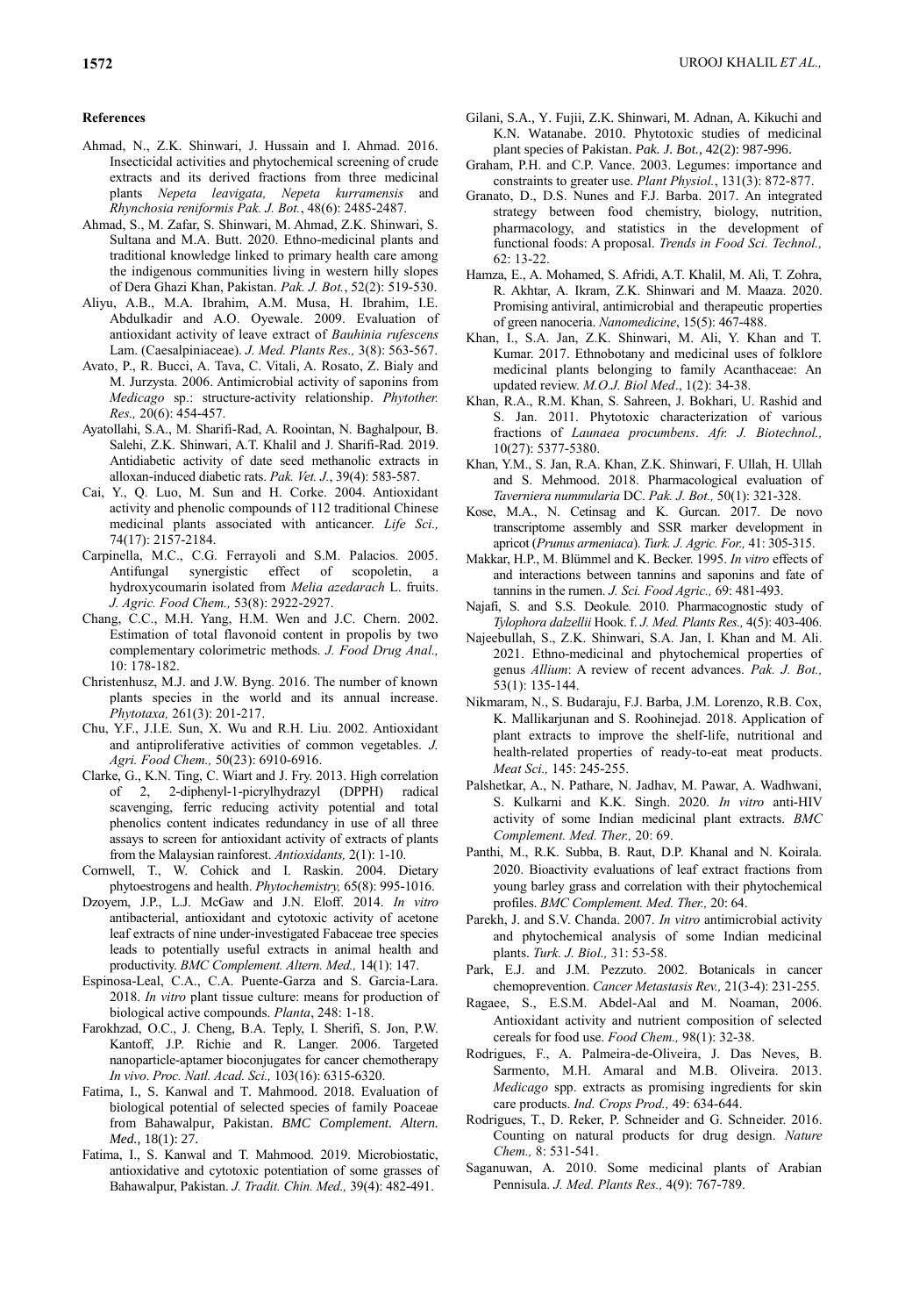## References

Ahmad, N., Z.K. Shinwari, J. Hussain and I. Ahmad. 2016. Insecticidal activities and phytochemical screening of crude extracts and its derived fractions from three medicinal plants *Nepeta leavigata, Nepeta kurramensis* and *Rhynchosia reniformis Pak. J. Bot.*, 48(6): 2485-2487.

Ahmad, S., M. Zafar, S. Shinwari, M. Ahmad, Z.K. Shinwari, S. Sultana and M.A. Butt. 2020. Ethno-medicinal plants and traditional knowledge linked to primary health care among the indigenous communities living in western hilly slopes of Dera Ghazi Khan, Pakistan. *Pak. J. Bot.*, 52(2): 519-530.

Aliyu, A.B., M.A. Ibrahim, A.M. Musa, H. Ibrahim, I.E. Abdulkadir and A.O. Oyewale. 2009. Evaluation of antioxidant activity of leave extract of *Bauhinia rufescens* Lam. (Caesalpiniaceae). *J. Med. Plants Res.,* 3(8): 563-567.

Avato, P., R. Bucci, A. Tava, C. Vitali, A. Rosato, Z. Bialy and M. Jurzysta. 2006. Antimicrobial activity of saponins from *Medicago* sp.: structure-activity relationship. *Phytother. Res.,* 20(6): 454-457.

Ayatollahi, S.A., M. Sharifi-Rad, A. Roointan, N. Baghalpour, B. Salehi, Z.K. Shinwari, A.T. Khalil and J. Sharifi-Rad. 2019. Antidiabetic activity of date seed methanolic extracts in alloxan-induced diabetic rats. *Pak. Vet. J.*, 39(4): 583-587.

Cai, Y., Q. Luo, M. Sun and H. Corke. 2004. Antioxidant activity and phenolic compounds of 112 traditional Chinese medicinal plants associated with anticancer. *Life Sci.,* 74(17): 2157-2184.

Carpinella, M.C., C.G. Ferrayoli and S.M. Palacios. 2005. Antifungal synergistic effect of scopoletin, a hydroxycoumarin isolated from *Melia azedarach* L. fruits. *J. Agric. Food Chem.,* 53(8): 2922-2927.

Chang, C.C., M.H. Yang, H.M. Wen and J.C. Chern. 2002. Estimation of total flavonoid content in propolis by two complementary colorimetric methods. *J. Food Drug Anal.,* 10: 178-182.

Christenhusz, M.J. and J.W. Byng. 2016. The number of known plants species in the world and its annual increase. *Phytotaxa,* 261(3): 201-217.

Chu, Y.F., J.I.E. Sun, X. Wu and R.H. Liu. 2002. Antioxidant and antiproliferative activities of common vegetables. *J. Agri. Food Chem.,* 50(23): 6910-6916.

Clarke, G., K.N. Ting, C. Wiart and J. Fry. 2013. High correlation of 2, 2-diphenyl-1-picrylhydrazyl (DPPH) radical scavenging, ferric reducing activity potential and total phenolics content indicates redundancy in use of all three assays to screen for antioxidant activity of extracts of plants from the Malaysian rainforest. *Antioxidants,* 2(1): 1-10.

Cornwell, T., W. Cohick and I. Raskin. 2004. Dietary phytoestrogens and health. *Phytochemistry,* 65(8): 995-1016.

Dzoyem, J.P., L.J. McGaw and J.N. Eloff. 2014. *In vitro* antibacterial, antioxidant and cytotoxic activity of acetone leaf extracts of nine under-investigated Fabaceae tree species leads to potentially useful extracts in animal health and productivity. *BMC Complement. Altern. Med.,* 14(1): 147.

Espinosa-Leal, C.A., C.A. Puente-Garza and S. Garcia-Lara. 2018. *In vitro* plant tissue culture: means for production of biological active compounds. *Planta*, 248: 1-18.

Farokhzad, O.C., J. Cheng, B.A. Teply, I. Sherifi, S. Jon, P.W. Kantoff, J.P. Richie and R. Langer. 2006. Targeted nanoparticle-aptamer bioconjugates for cancer chemotherapy *In vivo*. *Proc. Natl. Acad. Sci.,* 103(16): 6315-6320.

Fatima, I., S. Kanwal and T. Mahmood. 2018. Evaluation of biological potential of selected species of family Poaceae from Bahawalpur, Pakistan. *BMC Complement. Altern. Med.*, 18(1): 27.

Fatima, I., S. Kanwal and T. Mahmood. 2019. Microbiostatic, antioxidative and cytotoxic potentiation of some grasses of Bahawalpur, Pakistan. *J. Tradit. Chin. Med.,* 39(4): 482-491.

Gilani, S.A., Y. Fujii, Z.K. Shinwari, M. Adnan, A. Kikuchi and K.N. Watanabe. 2010. Phytotoxic studies of medicinal plant species of Pakistan. *Pak. J. Bot.,* 42(2): 987-996.

Graham, P.H. and C.P. Vance. 2003. Legumes: importance and constraints to greater use. *Plant Physiol.*, 131(3): 872-877.

Granato, D., D.S. Nunes and F.J. Barba. 2017. An integrated strategy between food chemistry, biology, nutrition, pharmacology, and statistics in the development of functional foods: A proposal. *Trends in Food Sci. Technol.,* 62: 13-22.

Hamza, E., A. Mohamed, S. Afridi, A.T. Khalil, M. Ali, T. Zohra, R. Akhtar, A. Ikram, Z.K. Shinwari and M. Maaza. 2020. Promising antiviral, antimicrobial and therapeutic properties of green nanoceria. *Nanomedicine*, 15(5): 467-488.

Khan, I., S.A. Jan, Z.K. Shinwari, M. Ali, Y. Khan and T. Kumar. 2017. Ethnobotany and medicinal uses of folklore medicinal plants belonging to family Acanthaceae: An updated review. *M.O.J. Biol Med*., 1(2): 34-38.

Khan, R.A., R.M. Khan, S. Sahreen, J. Bokhari, U. Rashid and S. Jan. 2011. Phytotoxic characterization of various fractions of *Launaea procumbens*. *Afr. J. Biotechnol.,* 10(27): 5377-5380.

Khan, Y.M., S. Jan, R.A. Khan, Z.K. Shinwari, F. Ullah, H. Ullah and S. Mehmood. 2018. Pharmacological evaluation of *Taverniera nummularia* DC. *Pak. J. Bot.,* 50(1): 321-328.

Kose, M.A., N. Cetinsag and K. Gurcan. 2017. De novo transcriptome assembly and SSR marker development in apricot (*Prunus armeniaca*). *Turk. J. Agric. For.,* 41: 305-315.

Makkar, H.P., M. Blümmel and K. Becker. 1995. *In vitro* effects of and interactions between tannins and saponins and fate of tannins in the rumen. *J. Sci. Food Agric.,* 69: 481-493.

Najafi, S. and S.S. Deokule. 2010. Pharmacognostic study of *Tylophora dalzellii* Hook. f. *J. Med. Plants Res.,* 4(5): 403-406.

Najeebullah, S., Z.K. Shinwari, S.A. Jan, I. Khan and M. Ali. 2021. Ethno-medicinal and phytochemical properties of genus *Allium*: A review of recent advances. *Pak. J. Bot.,* 53(1): 135-144.

Nikmaram, N., S. Budaraju, F.J. Barba, J.M. Lorenzo, R.B. Cox, K. Mallikarjunan and S. Roohinejad. 2018. Application of plant extracts to improve the shelf-life, nutritional and health-related properties of ready-to-eat meat products. *Meat Sci.,* 145: 245-255.

Palshetkar, A., N. Pathare, N. Jadhav, M. Pawar, A. Wadhwani, S. Kulkarni and K.K. Singh. 2020. *In vitro* anti-HIV activity of some Indian medicinal plant extracts. *BMC Complement. Med. Ther.,* 20: 69.

Panthi, M., R.K. Subba, B. Raut, D.P. Khanal and N. Koirala. 2020. Bioactivity evaluations of leaf extract fractions from young barley grass and correlation with their phytochemical profiles. *BMC Complement. Med. Ther.,* 20: 64.

Parekh, J. and S.V. Chanda. 2007. *In vitro* antimicrobial activity and phytochemical analysis of some Indian medicinal plants. *Turk. J. Biol.,* 31: 53-58.

Park, E.J. and J.M. Pezzuto. 2002. Botanicals in cancer chemoprevention. *Cancer Metastasis Rev.,* 21(3-4): 231-255.

Ragaee, S., E.S.M. Abdel-Aal and M. Noaman, 2006. Antioxidant activity and nutrient composition of selected cereals for food use. *Food Chem.,* 98(1): 32-38.

Rodrigues, F., A. Palmeira-de-Oliveira, J. Das Neves, B. Sarmento, M.H. Amaral and M.B. Oliveira. 2013. *Medicago* spp. extracts as promising ingredients for skin care products. *Ind. Crops Prod.,* 49: 634-644.

Rodrigues, T., D. Reker, P. Schneider and G. Schneider. 2016. Counting on natural products for drug design. *Nature Chem.,* 8: 531-541.

Saganuwan, A. 2010. Some medicinal plants of Arabian Pennisula. *J. Med. Plants Res.,* 4(9): 767-789.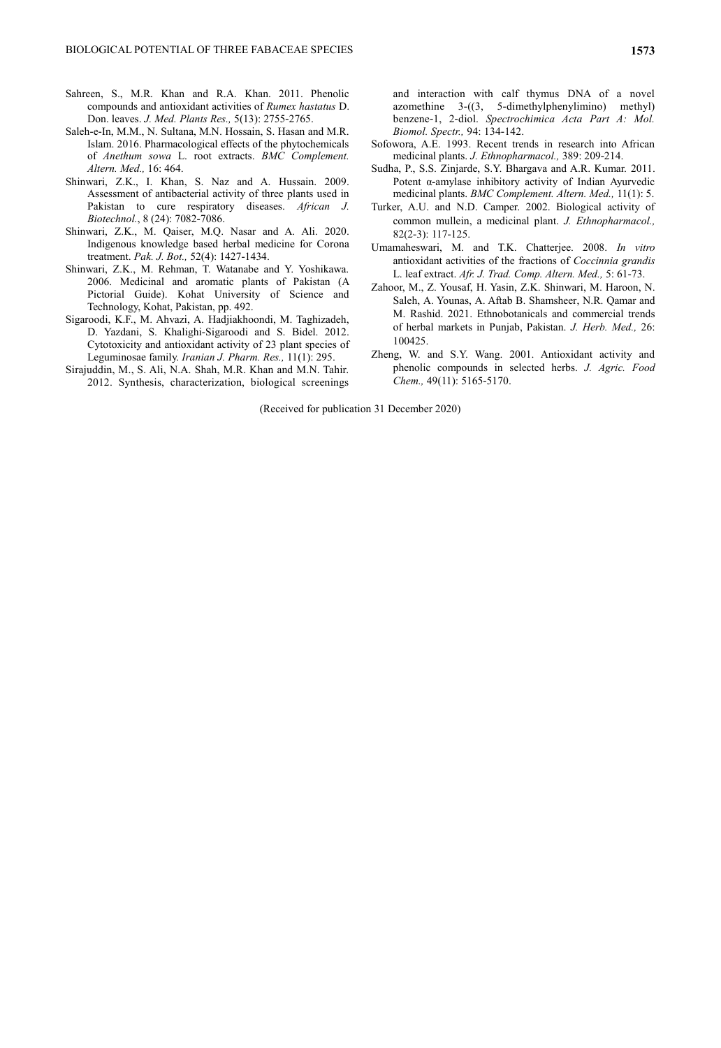Sahreen, S., M.R. Khan and R.A. Khan. 2011. Phenolic compounds and antioxidant activities of *Rumex hastatus* D. Don. leaves. *J. Med. Plants Res.,* 5(13): 2755-2765.

Saleh-e-In, M.M., N. Sultana, M.N. Hossain, S. Hasan and M.R. Islam. 2016. Pharmacological effects of the phytochemicals of *Anethum sowa* L. root extracts. *BMC Complement. Altern. Med.,* 16: 464.

Shinwari, Z.K., I. Khan, S. Naz and A. Hussain. 2009. Assessment of antibacterial activity of three plants used in Pakistan to cure respiratory diseases. *African J. Biotechnol.*, 8 (24): 7082-7086.

Shinwari, Z.K., M. Qaiser, M.Q. Nasar and A. Ali. 2020. Indigenous knowledge based herbal medicine for Corona treatment. *Pak. J. Bot.,* 52(4): 1427-1434.

Shinwari, Z.K., M. Rehman, T. Watanabe and Y. Yoshikawa. 2006. Medicinal and aromatic plants of Pakistan (A Pictorial Guide). Kohat University of Science and Technology, Kohat, Pakistan, pp. 492.

Sigaroodi, K.F., M. Ahvazi, A. Hadjiakhoondi, M. Taghizadeh, D. Yazdani, S. Khalighi-Sigaroodi and S. Bidel. 2012. Cytotoxicity and antioxidant activity of 23 plant species of Leguminosae family. *Iranian J. Pharm. Res.,* 11(1): 295.

Sirajuddin, M., S. Ali, N.A. Shah, M.R. Khan and M.N. Tahir. 2012. Synthesis, characterization, biological screenings and interaction with calf thymus DNA of a novel azomethine 3-((3, 5-dimethylphenylimino) methyl) benzene-1, 2-diol. *Spectrochimica Acta Part A: Mol. Biomol. Spectr.,* 94: 134-142.

Sofowora, A.E. 1993. Recent trends in research into African medicinal plants. *J. Ethnopharmacol.,* 389: 209-214.

Sudha, P., S.S. Zinjarde, S.Y. Bhargava and A.R. Kumar. 2011. Potent α-amylase inhibitory activity of Indian Ayurvedic medicinal plants. *BMC Complement. Altern. Med.,* 11(1): 5.

Turker, A.U. and N.D. Camper. 2002. Biological activity of common mullein, a medicinal plant. *J. Ethnopharmacol.,* 82(2-3): 117-125.

Umamaheswari, M. and T.K. Chatterjee. 2008. *In vitro* antioxidant activities of the fractions of *Coccinnia grandis* L. leaf extract. *Afr. J. Trad. Comp. Altern. Med.,* 5: 61-73.

Zahoor, M., Z. Yousaf, H. Yasin, Z.K. Shinwari, M. Haroon, N. Saleh, A. Younas, A. Aftab B. Shamsheer, N.R. Qamar and M. Rashid. 2021. Ethnobotanicals and commercial trends of herbal markets in Punjab, Pakistan. *J. Herb. Med.,* 26: 100425.

Zheng, W. and S.Y. Wang. 2001. Antioxidant activity and phenolic compounds in selected herbs. *J. Agric. Food Chem.,* 49(11): 5165-5170.

(Received for publication 31 December 2020)